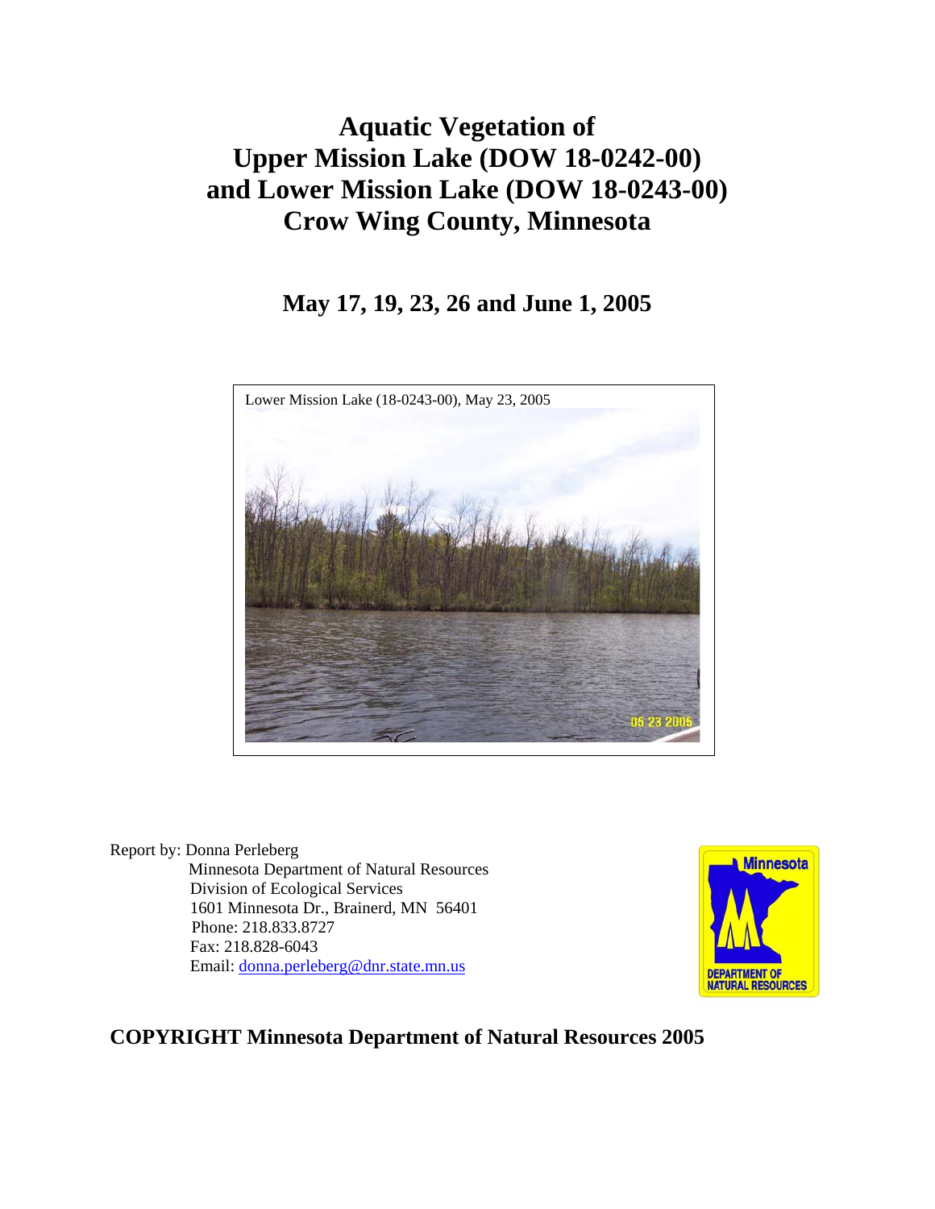# Aquatic Vegetation of Upper Mission Lake (DOW 18-0242-00) and Lower Mission Lake (DOW 18-0243-00) Crow Wing County, Minnesota

## May 17, 19, 23, 26 and June 1, 2005

Lower Mission Lake (18-0243-00), May 23, 2005

Report by: Donna Perleberg
Minnesota Department of Natural Resources
Division of Ecological Services
1601 Minnesota Dr., Brainerd, MN 56401
Phone: 218.833.8727
Fax: 218.828-6043
Email: donna.perleberg@dnr.state.mn.us

**COPYRIGHT Minnesota Department of Natural Resources 2005**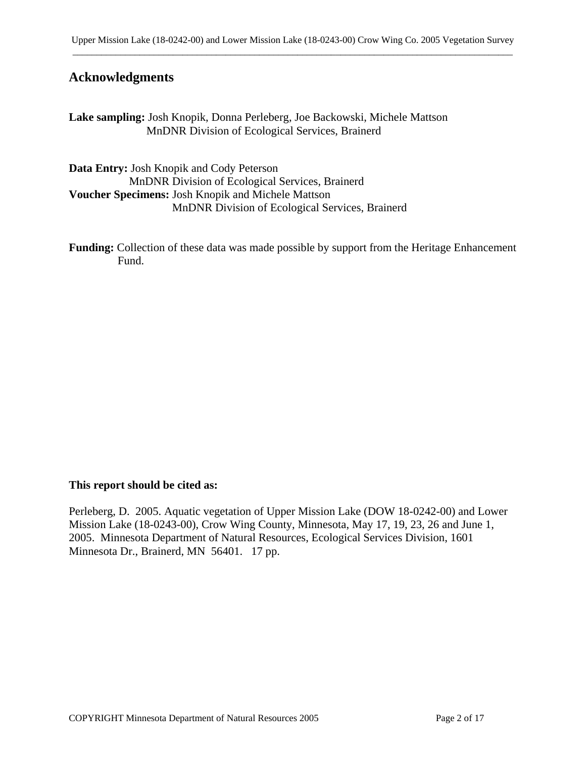## Acknowledgments

**Lake sampling:** Josh Knopik, Donna Perleberg, Joe Backowski, Michele Mattson
MnDNR Division of Ecological Services, Brainerd

**Data Entry:** Josh Knopik and Cody Peterson
MnDNR Division of Ecological Services, Brainerd

**Voucher Specimens:** Josh Knopik and Michele Mattson
MnDNR Division of Ecological Services, Brainerd

**Funding:** Collection of these data was made possible by support from the Heritage Enhancement Fund.

**This report should be cited as:**

Perleberg, D. 2005. Aquatic vegetation of Upper Mission Lake (DOW 18-0242-00) and Lower Mission Lake (18-0243-00), Crow Wing County, Minnesota, May 17, 19, 23, 26 and June 1, 2005. Minnesota Department of Natural Resources, Ecological Services Division, 1601 Minnesota Dr., Brainerd, MN 56401. 17 pp.

COPYRIGHT Minnesota Department of Natural Resources 2005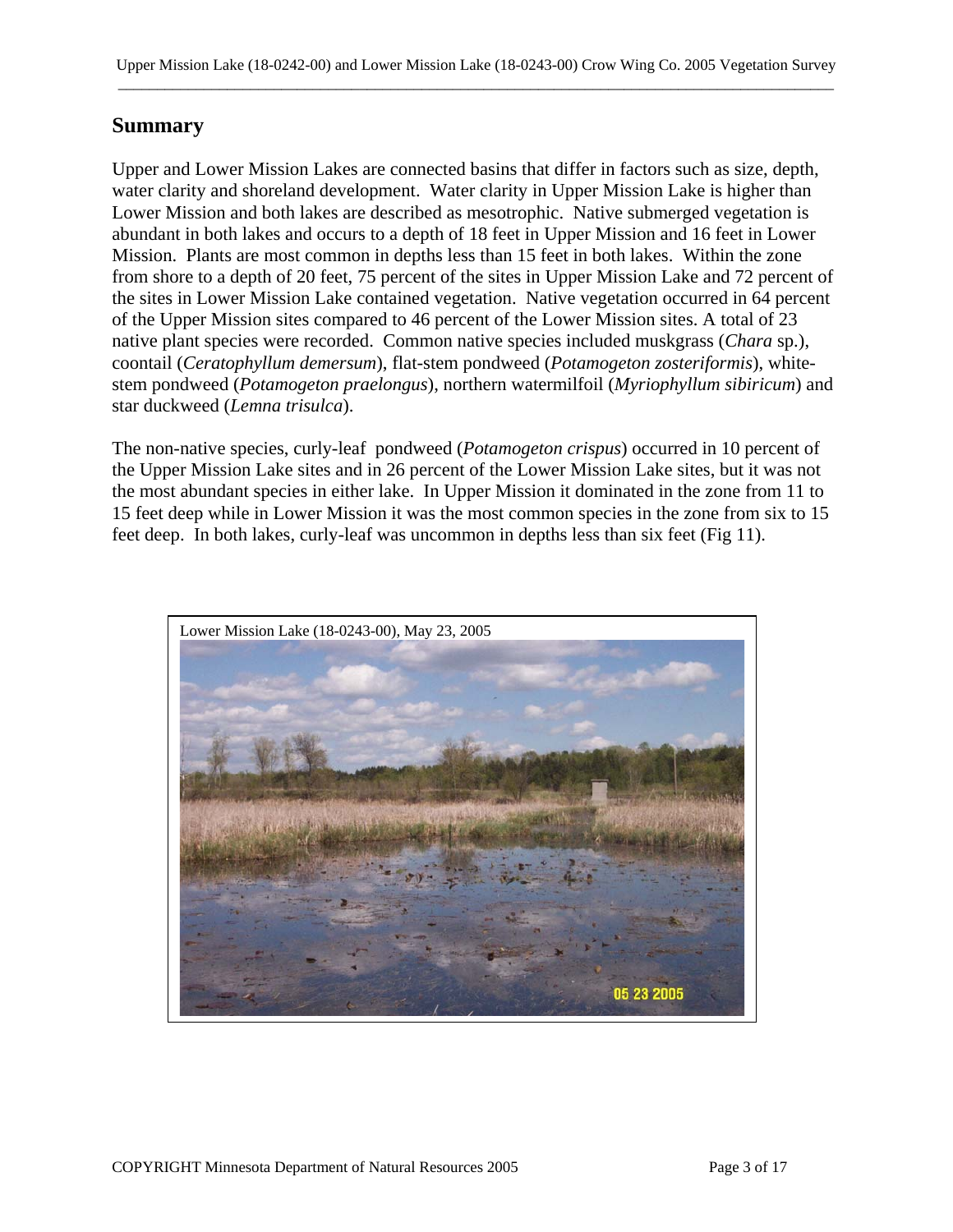## Summary

Upper and Lower Mission Lakes are connected basins that differ in factors such as size, depth, water clarity and shoreland development. Water clarity in Upper Mission Lake is higher than Lower Mission and both lakes are described as mesotrophic. Native submerged vegetation is abundant in both lakes and occurs to a depth of 18 feet in Upper Mission and 16 feet in Lower Mission. Plants are most common in depths less than 15 feet in both lakes. Within the zone from shore to a depth of 20 feet, 75 percent of the sites in Upper Mission Lake and 72 percent of the sites in Lower Mission Lake contained vegetation. Native vegetation occurred in 64 percent of the Upper Mission sites compared to 46 percent of the Lower Mission sites. A total of 23 native plant species were recorded. Common native species included muskgrass (*Chara* sp.), coontail (*Ceratophyllum demersum*), flat-stem pondweed (*Potamogeton zosteriformis*), white-stem pondweed (*Potamogeton praelongus*), northern watermilfoil (*Myriophyllum sibiricum*) and star duckweed (*Lemna trisulca*).

The non-native species, curly-leaf pondweed (*Potamogeton crispus*) occurred in 10 percent of the Upper Mission Lake sites and in 26 percent of the Lower Mission Lake sites, but it was not the most abundant species in either lake. In Upper Mission it dominated in the zone from 11 to 15 feet deep while in Lower Mission it was the most common species in the zone from six to 15 feet deep. In both lakes, curly-leaf was uncommon in depths less than six feet (Fig 11).

Lower Mission Lake (18-0243-00), May 23, 2005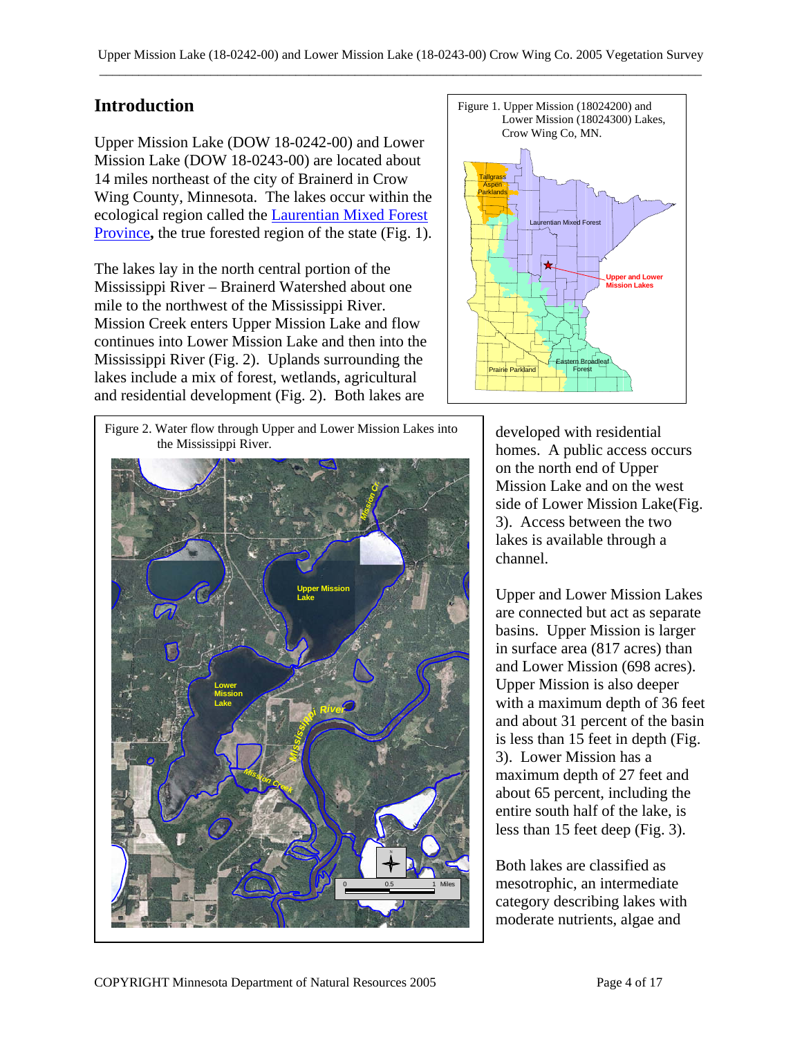## Introduction

Upper Mission Lake (DOW 18-0242-00) and Lower Mission Lake (DOW 18-0243-00) are located about 14 miles northeast of the city of Brainerd in Crow Wing County, Minnesota. The lakes occur within the ecological region called the Laurentian Mixed Forest Province, the true forested region of the state (Fig. 1).

Figure 1. Upper Mission (18024200) and Lower Mission (18024300) Lakes, Crow Wing Co, MN.

The lakes lay in the north central portion of the Mississippi River – Brainerd Watershed about one mile to the northwest of the Mississippi River. Mission Creek enters Upper Mission Lake and flow continues into Lower Mission Lake and then into the Mississippi River (Fig. 2). Uplands surrounding the lakes include a mix of forest, wetlands, agricultural and residential development (Fig. 2). Both lakes are developed with residential homes. A public access occurs on the north end of Upper Mission Lake and on the west side of Lower Mission Lake(Fig. 3). Access between the two lakes is available through a channel.

Figure 2. Water flow through Upper and Lower Mission Lakes into the Mississippi River.

Upper and Lower Mission Lakes are connected but act as separate basins. Upper Mission is larger in surface area (817 acres) than and Lower Mission (698 acres). Upper Mission is also deeper with a maximum depth of 36 feet and about 31 percent of the basin is less than 15 feet in depth (Fig. 3). Lower Mission has a maximum depth of 27 feet and about 65 percent, including the entire south half of the lake, is less than 15 feet deep (Fig. 3).

Both lakes are classified as mesotrophic, an intermediate category describing lakes with moderate nutrients, algae and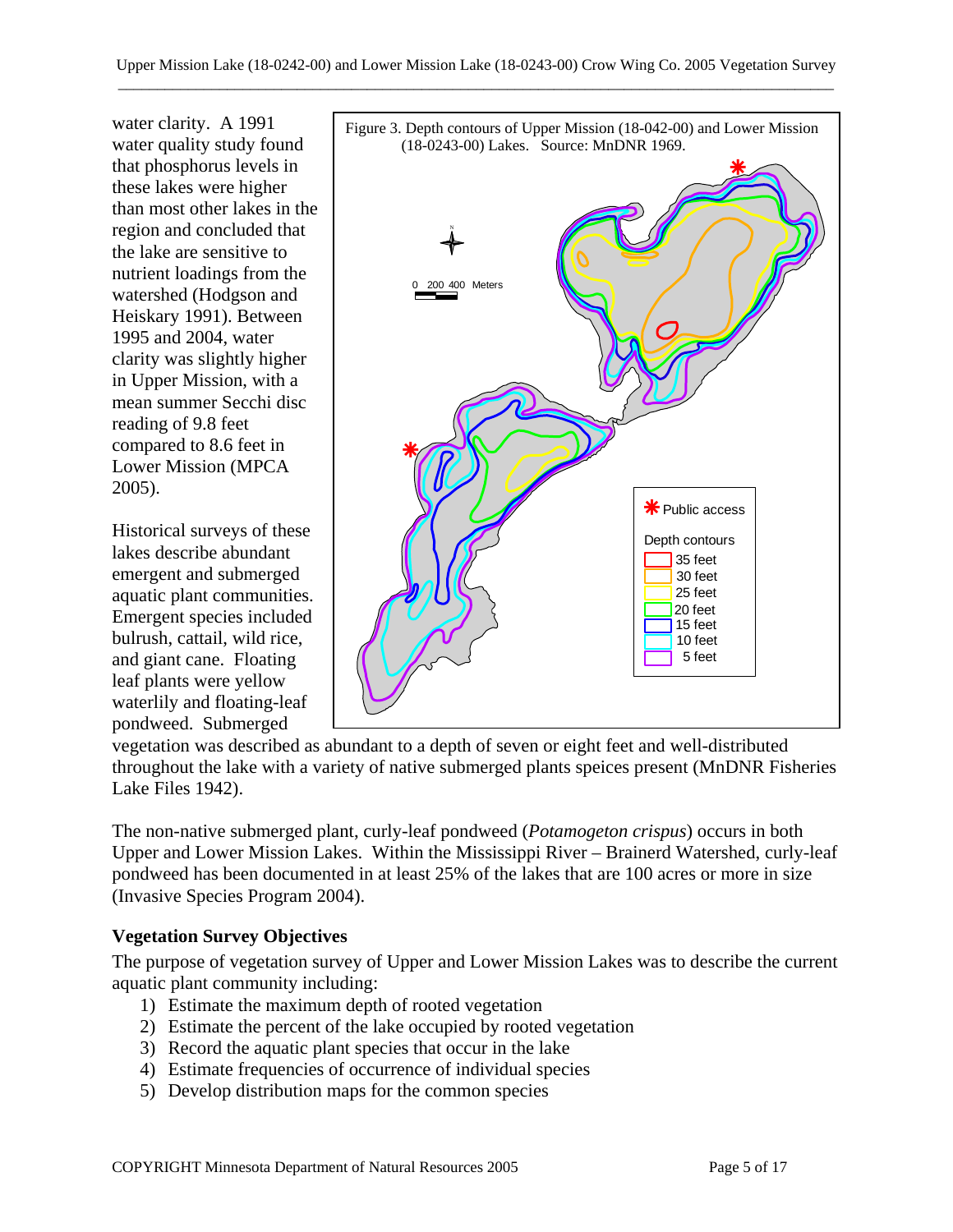water clarity. A 1991 water quality study found that phosphorus levels in these lakes were higher than most other lakes in the region and concluded that the lake are sensitive to nutrient loadings from the watershed (Hodgson and Heiskary 1991). Between 1995 and 2004, water clarity was slightly higher in Upper Mission, with a mean summer Secchi disc reading of 9.8 feet compared to 8.6 feet in Lower Mission (MPCA 2005).

Figure 3. Depth contours of Upper Mission (18-042-00) and Lower Mission (18-0243-00) Lakes. Source: MnDNR 1969.

Historical surveys of these lakes describe abundant emergent and submerged aquatic plant communities. Emergent species included bulrush, cattail, wild rice, and giant cane. Floating leaf plants were yellow waterlily and floating-leaf pondweed. Submerged vegetation was described as abundant to a depth of seven or eight feet and well-distributed throughout the lake with a variety of native submerged plants speices present (MnDNR Fisheries Lake Files 1942).

The non-native submerged plant, curly-leaf pondweed (*Potamogeton crispus*) occurs in both Upper and Lower Mission Lakes. Within the Mississippi River – Brainerd Watershed, curly-leaf pondweed has been documented in at least 25% of the lakes that are 100 acres or more in size (Invasive Species Program 2004).

**Vegetation Survey Objectives**

The purpose of vegetation survey of Upper and Lower Mission Lakes was to describe the current aquatic plant community including:

1) Estimate the maximum depth of rooted vegetation
2) Estimate the percent of the lake occupied by rooted vegetation
3) Record the aquatic plant species that occur in the lake
4) Estimate frequencies of occurrence of individual species
5) Develop distribution maps for the common species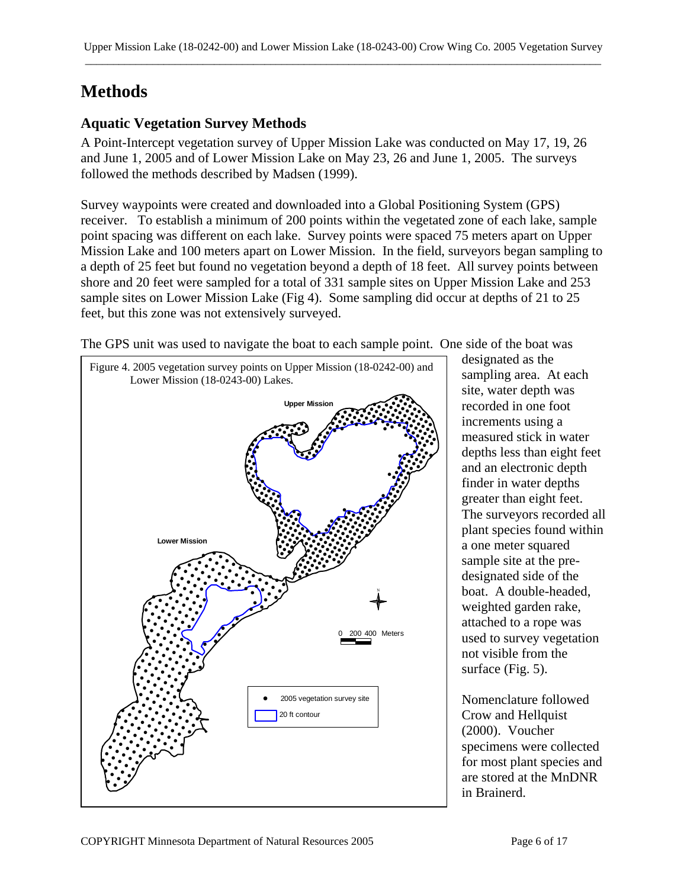# Methods

## Aquatic Vegetation Survey Methods

A Point-Intercept vegetation survey of Upper Mission Lake was conducted on May 17, 19, 26 and June 1, 2005 and of Lower Mission Lake on May 23, 26 and June 1, 2005. The surveys followed the methods described by Madsen (1999).

Survey waypoints were created and downloaded into a Global Positioning System (GPS) receiver. To establish a minimum of 200 points within the vegetated zone of each lake, sample point spacing was different on each lake. Survey points were spaced 75 meters apart on Upper Mission Lake and 100 meters apart on Lower Mission. In the field, surveyors began sampling to a depth of 25 feet but found no vegetation beyond a depth of 18 feet. All survey points between shore and 20 feet were sampled for a total of 331 sample sites on Upper Mission Lake and 253 sample sites on Lower Mission Lake (Fig 4). Some sampling did occur at depths of 21 to 25 feet, but this zone was not extensively surveyed.

The GPS unit was used to navigate the boat to each sample point. One side of the boat was designated as the sampling area. At each site, water depth was recorded in one foot increments using a measured stick in water depths less than eight feet and an electronic depth finder in water depths greater than eight feet. The surveyors recorded all plant species found within a one meter squared sample site at the pre-designated side of the boat. A double-headed, weighted garden rake, attached to a rope was used to survey vegetation not visible from the surface (Fig. 5).

Figure 4. 2005 vegetation survey points on Upper Mission (18-0242-00) and Lower Mission (18-0243-00) Lakes.

Nomenclature followed Crow and Hellquist (2000). Voucher specimens were collected for most plant species and are stored at the MnDNR in Brainerd.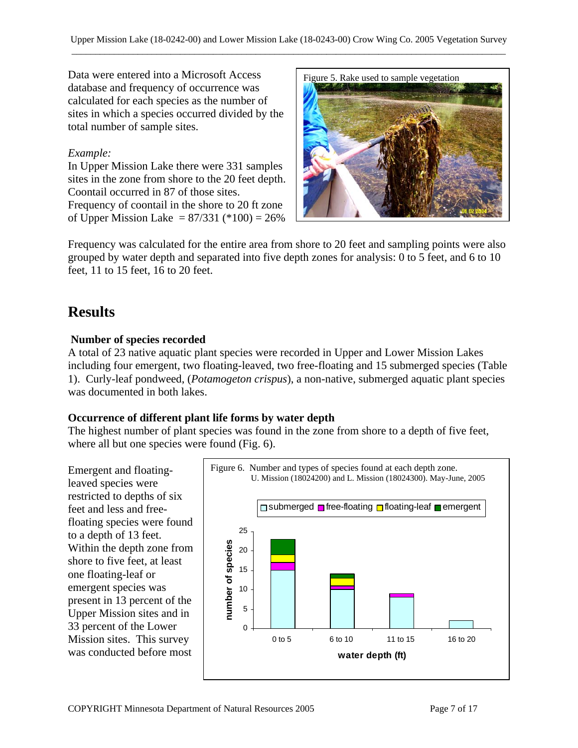Data were entered into a Microsoft Access database and frequency of occurrence was calculated for each species as the number of sites in which a species occurred divided by the total number of sample sites.

*Example:*
In Upper Mission Lake there were 331 samples sites in the zone from shore to the 20 feet depth. Coontail occurred in 87 of those sites. Frequency of coontail in the shore to 20 ft zone of Upper Mission Lake = 87/331 (*100) = 26%

Figure 5. Rake used to sample vegetation

Frequency was calculated for the entire area from shore to 20 feet and sampling points were also grouped by water depth and separated into five depth zones for analysis: 0 to 5 feet, and 6 to 10 feet, 11 to 15 feet, 16 to 20 feet.

# Results

### Number of species recorded

A total of 23 native aquatic plant species were recorded in Upper and Lower Mission Lakes including four emergent, two floating-leaved, two free-floating and 15 submerged species (Table 1). Curly-leaf pondweed, (*Potamogeton crispus*), a non-native, submerged aquatic plant species was documented in both lakes.

### Occurrence of different plant life forms by water depth

The highest number of plant species was found in the zone from shore to a depth of five feet, where all but one species were found (Fig. 6).

Emergent and floating-leaved species were restricted to depths of six feet and less and free-floating species were found to a depth of 13 feet. Within the depth zone from shore to five feet, at least one floating-leaf or emergent species was present in 13 percent of the Upper Mission sites and in 33 percent of the Lower Mission sites. This survey was conducted before most

Figure 6. Number and types of species found at each depth zone. U. Mission (18024200) and L. Mission (18024300). May-June, 2005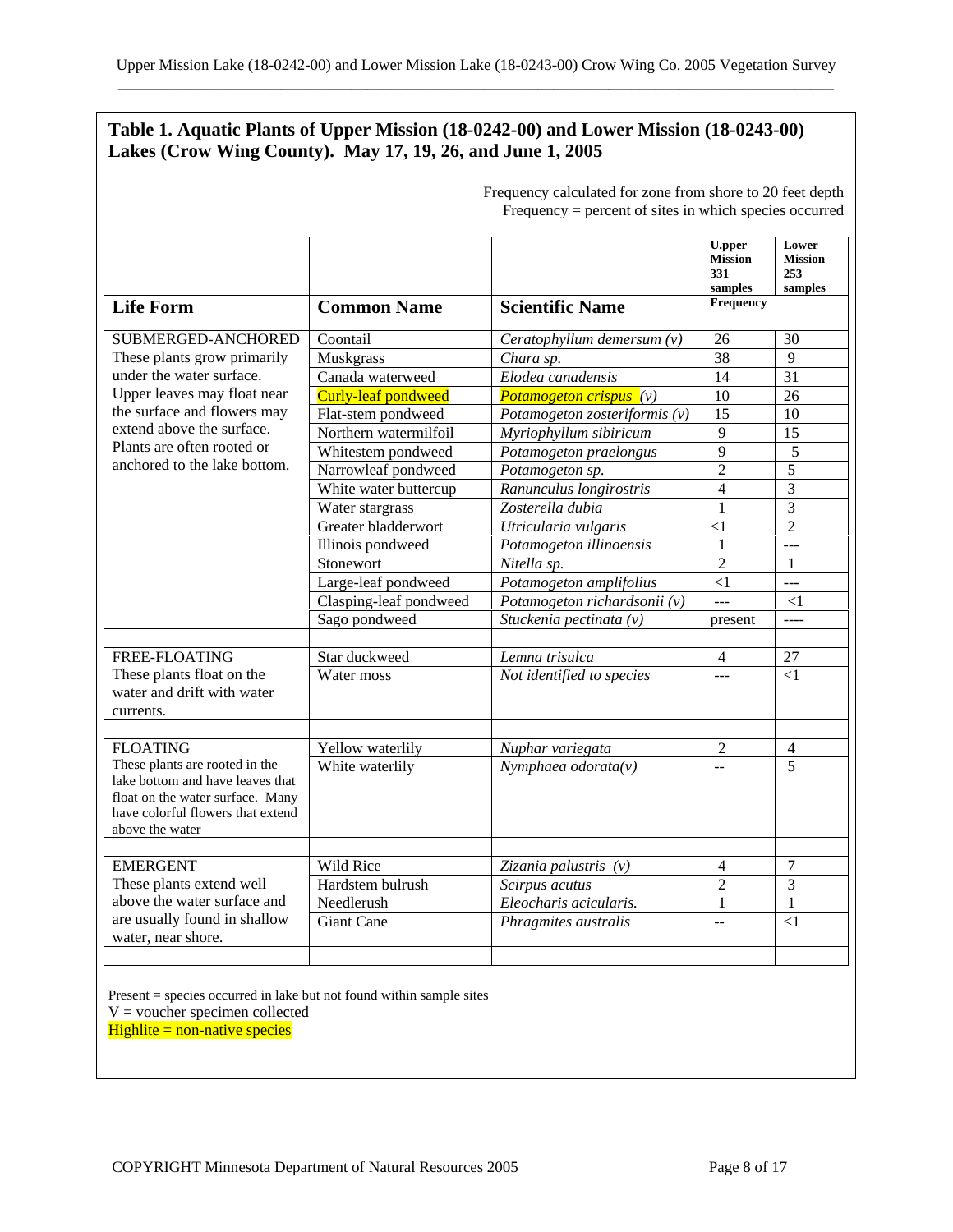## Table 1. Aquatic Plants of Upper Mission (18-0242-00) and Lower Mission (18-0243-00) Lakes (Crow Wing County). May 17, 19, 26, and June 1, 2005

Frequency calculated for zone from shore to 20 feet depth
Frequency = percent of sites in which species occurred

| Life Form | Common Name | Scientific Name | U.pper Mission 331 samples Frequency | Lower Mission 253 samples |
|---|---|---|---|---|
| SUBMERGED-ANCHORED These plants grow primarily under the water surface. Upper leaves may float near the surface and flowers may extend above the surface. Plants are often rooted or anchored to the lake bottom. | Coontail | *Ceratophyllum demersum (v)* | 26 | 30 |
| | Muskgrass | *Chara sp.* | 38 | 9 |
| | Canada waterweed | *Elodea canadensis* | 14 | 31 |
| | Curly-leaf pondweed | *Potamogeton crispus (v)* | 10 | 26 |
| | Flat-stem pondweed | *Potamogeton zosteriformis (v)* | 15 | 10 |
| | Northern watermilfoil | *Myriophyllum sibiricum* | 9 | 15 |
| | Whitestem pondweed | *Potamogeton praelongus* | 9 | 5 |
| | Narrowleaf pondweed | *Potamogeton sp.* | 2 | 5 |
| | White water buttercup | *Ranunculus longirostris* | 4 | 3 |
| | Water stargrass | *Zosterella dubia* | 1 | 3 |
| | Greater bladderwort | *Utricularia vulgaris* | <1 | 2 |
| | Illinois pondweed | *Potamogeton illinoensis* | 1 | --- |
| | Stonewort | *Nitella sp.* | 2 | 1 |
| | Large-leaf pondweed | *Potamogeton amplifolius* | <1 | --- |
| | Clasping-leaf pondweed | *Potamogeton richardsonii (v)* | --- | <1 |
| | Sago pondweed | *Stuckenia pectinata (v)* | present | ---- |
| | | | | |
| FREE-FLOATING These plants float on the water and drift with water currents. | Star duckweed | *Lemna trisulca* | 4 | 27 |
| | Water moss | *Not identified to species* | --- | <1 |
| | | | | |
| FLOATING These plants are rooted in the lake bottom and have leaves that float on the water surface. Many have colorful flowers that extend above the water | Yellow waterlily | *Nuphar variegata* | 2 | 4 |
| | White waterlily | *Nymphaea odorata(v)* | -- | 5 |
| | | | | |
| EMERGENT These plants extend well above the water surface and are usually found in shallow water, near shore. | Wild Rice | *Zizania palustris (v)* | 4 | 7 |
| | Hardstem bulrush | *Scirpus acutus* | 2 | 3 |
| | Needlerush | *Eleocharis acicularis.* | 1 | 1 |
| | Giant Cane | *Phragmites australis* | -- | <1 |

Present = species occurred in lake but not found within sample sites
V = voucher specimen collected
Highlite = non-native species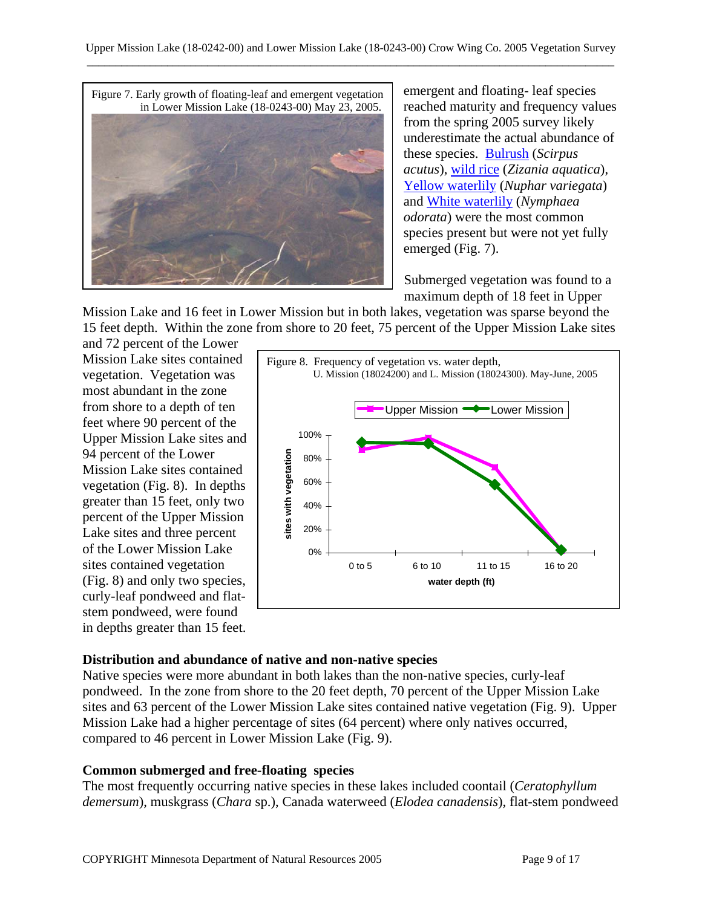Figure 7. Early growth of floating-leaf and emergent vegetation in Lower Mission Lake (18-0243-00) May 23, 2005.

emergent and floating- leaf species reached maturity and frequency values from the spring 2005 survey likely underestimate the actual abundance of these species. Bulrush (*Scirpus acutus*), wild rice (*Zizania aquatica*), Yellow waterlily (*Nuphar variegata*) and White waterlily (*Nymphaea odorata*) were the most common species present but were not yet fully emerged (Fig. 7).

Submerged vegetation was found to a maximum depth of 18 feet in Upper Mission Lake and 16 feet in Lower Mission but in both lakes, vegetation was sparse beyond the 15 feet depth. Within the zone from shore to 20 feet, 75 percent of the Upper Mission Lake sites and 72 percent of the Lower Mission Lake sites contained vegetation. Vegetation was most abundant in the zone from shore to a depth of ten feet where 90 percent of the Upper Mission Lake sites and 94 percent of the Lower Mission Lake sites contained vegetation (Fig. 8). In depths greater than 15 feet, only two percent of the Upper Mission Lake sites and three percent of the Lower Mission Lake sites contained vegetation (Fig. 8) and only two species, curly-leaf pondweed and flat-stem pondweed, were found in depths greater than 15 feet.

Figure 8. Frequency of vegetation vs. water depth, U. Mission (18024200) and L. Mission (18024300). May-June, 2005

## Distribution and abundance of native and non-native species

Native species were more abundant in both lakes than the non-native species, curly-leaf pondweed. In the zone from shore to the 20 feet depth, 70 percent of the Upper Mission Lake sites and 63 percent of the Lower Mission Lake sites contained native vegetation (Fig. 9). Upper Mission Lake had a higher percentage of sites (64 percent) where only natives occurred, compared to 46 percent in Lower Mission Lake (Fig. 9).

## Common submerged and free-floating species

The most frequently occurring native species in these lakes included coontail (*Ceratophyllum demersum*), muskgrass (*Chara* sp.), Canada waterweed (*Elodea canadensis*), flat-stem pondweed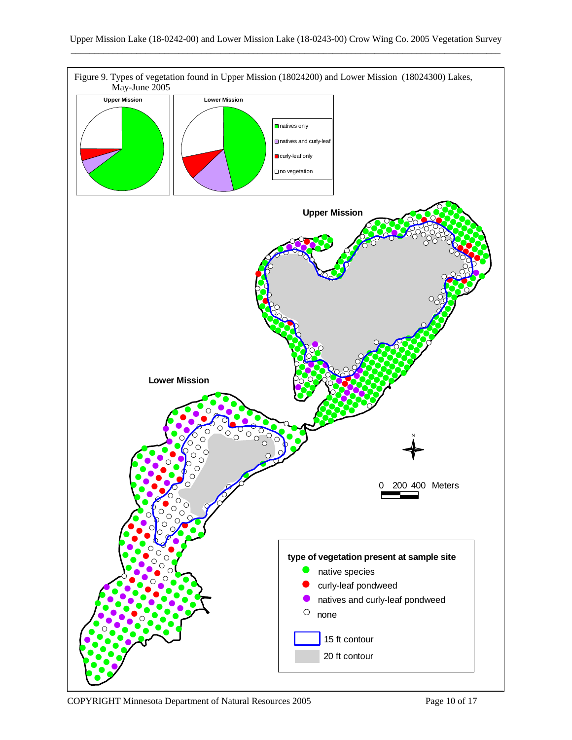Figure 9. Types of vegetation found in Upper Mission (18024200) and Lower Mission (18024300) Lakes, May-June 2005

**Upper Mission**

**Lower Mission**

- natives only
- natives and curly-leaf
- curly-leaf only
- no vegetation

**Upper Mission**

**Lower Mission**

N

0 200 400 Meters

**type of vegetation present at sample site**

- native species
- curly-leaf pondweed
- natives and curly-leaf pondweed
- none

15 ft contour

20 ft contour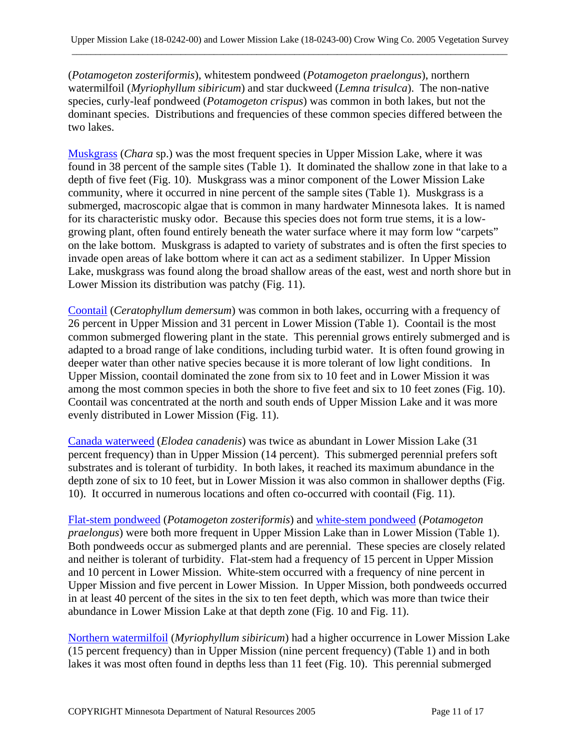(*Potamogeton zosteriformis*), whitestem pondweed (*Potamogeton praelongus*), northern watermilfoil (*Myriophyllum sibiricum*) and star duckweed (*Lemna trisulca*). The non-native species, curly-leaf pondweed (*Potamogeton crispus*) was common in both lakes, but not the dominant species. Distributions and frequencies of these common species differed between the two lakes.

Muskgrass (*Chara* sp.) was the most frequent species in Upper Mission Lake, where it was found in 38 percent of the sample sites (Table 1). It dominated the shallow zone in that lake to a depth of five feet (Fig. 10). Muskgrass was a minor component of the Lower Mission Lake community, where it occurred in nine percent of the sample sites (Table 1). Muskgrass is a submerged, macroscopic algae that is common in many hardwater Minnesota lakes. It is named for its characteristic musky odor. Because this species does not form true stems, it is a low-growing plant, often found entirely beneath the water surface where it may form low "carpets" on the lake bottom. Muskgrass is adapted to variety of substrates and is often the first species to invade open areas of lake bottom where it can act as a sediment stabilizer. In Upper Mission Lake, muskgrass was found along the broad shallow areas of the east, west and north shore but in Lower Mission its distribution was patchy (Fig. 11).

Coontail (*Ceratophyllum demersum*) was common in both lakes, occurring with a frequency of 26 percent in Upper Mission and 31 percent in Lower Mission (Table 1). Coontail is the most common submerged flowering plant in the state. This perennial grows entirely submerged and is adapted to a broad range of lake conditions, including turbid water. It is often found growing in deeper water than other native species because it is more tolerant of low light conditions. In Upper Mission, coontail dominated the zone from six to 10 feet and in Lower Mission it was among the most common species in both the shore to five feet and six to 10 feet zones (Fig. 10). Coontail was concentrated at the north and south ends of Upper Mission Lake and it was more evenly distributed in Lower Mission (Fig. 11).

Canada waterweed (*Elodea canadenis*) was twice as abundant in Lower Mission Lake (31 percent frequency) than in Upper Mission (14 percent). This submerged perennial prefers soft substrates and is tolerant of turbidity. In both lakes, it reached its maximum abundance in the depth zone of six to 10 feet, but in Lower Mission it was also common in shallower depths (Fig. 10). It occurred in numerous locations and often co-occurred with coontail (Fig. 11).

Flat-stem pondweed (*Potamogeton zosteriformis*) and white-stem pondweed (*Potamogeton praelongus*) were both more frequent in Upper Mission Lake than in Lower Mission (Table 1). Both pondweeds occur as submerged plants and are perennial. These species are closely related and neither is tolerant of turbidity. Flat-stem had a frequency of 15 percent in Upper Mission and 10 percent in Lower Mission. White-stem occurred with a frequency of nine percent in Upper Mission and five percent in Lower Mission. In Upper Mission, both pondweeds occurred in at least 40 percent of the sites in the six to ten feet depth, which was more than twice their abundance in Lower Mission Lake at that depth zone (Fig. 10 and Fig. 11).

Northern watermilfoil (*Myriophyllum sibiricum*) had a higher occurrence in Lower Mission Lake (15 percent frequency) than in Upper Mission (nine percent frequency) (Table 1) and in both lakes it was most often found in depths less than 11 feet (Fig. 10). This perennial submerged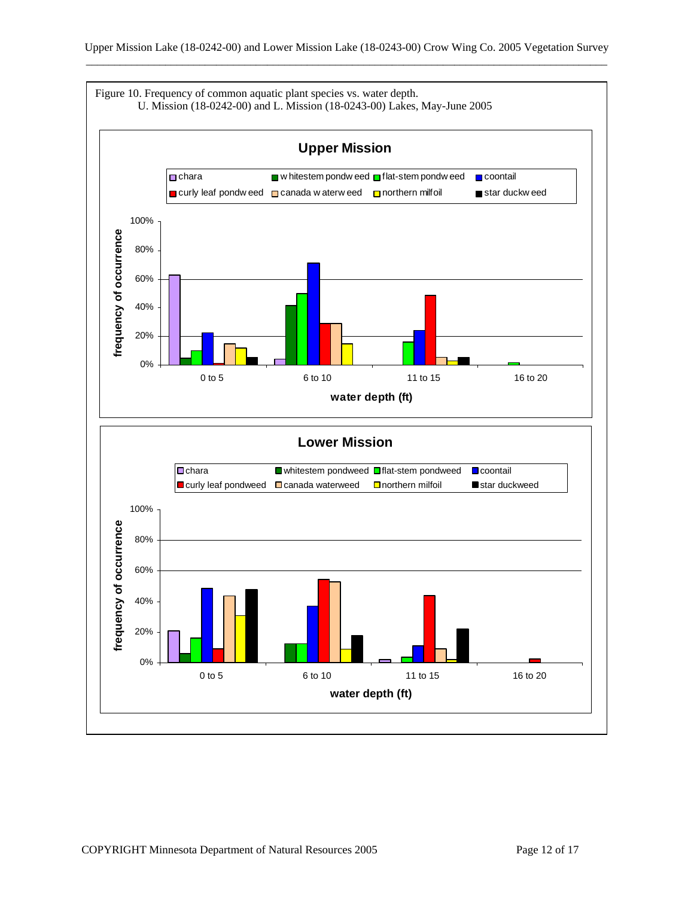Figure 10. Frequency of common aquatic plant species vs. water depth.
U. Mission (18-0242-00) and L. Mission (18-0243-00) Lakes, May-June 2005

**Upper Mission**

chara | whitestem pondweed | flat-stem pondweed | coontail | curly leaf pondweed | canada waterweed | northern milfoil | star duckweed

frequency of occurrence: 0%, 20%, 40%, 60%, 80%, 100%

water depth (ft): 0 to 5, 6 to 10, 11 to 15, 16 to 20

**Lower Mission**

chara | whitestem pondweed | flat-stem pondweed | coontail | curly leaf pondweed | canada waterweed | northern milfoil | star duckweed

frequency of occurrence: 0%, 20%, 40%, 60%, 80%, 100%

water depth (ft): 0 to 5, 6 to 10, 11 to 15, 16 to 20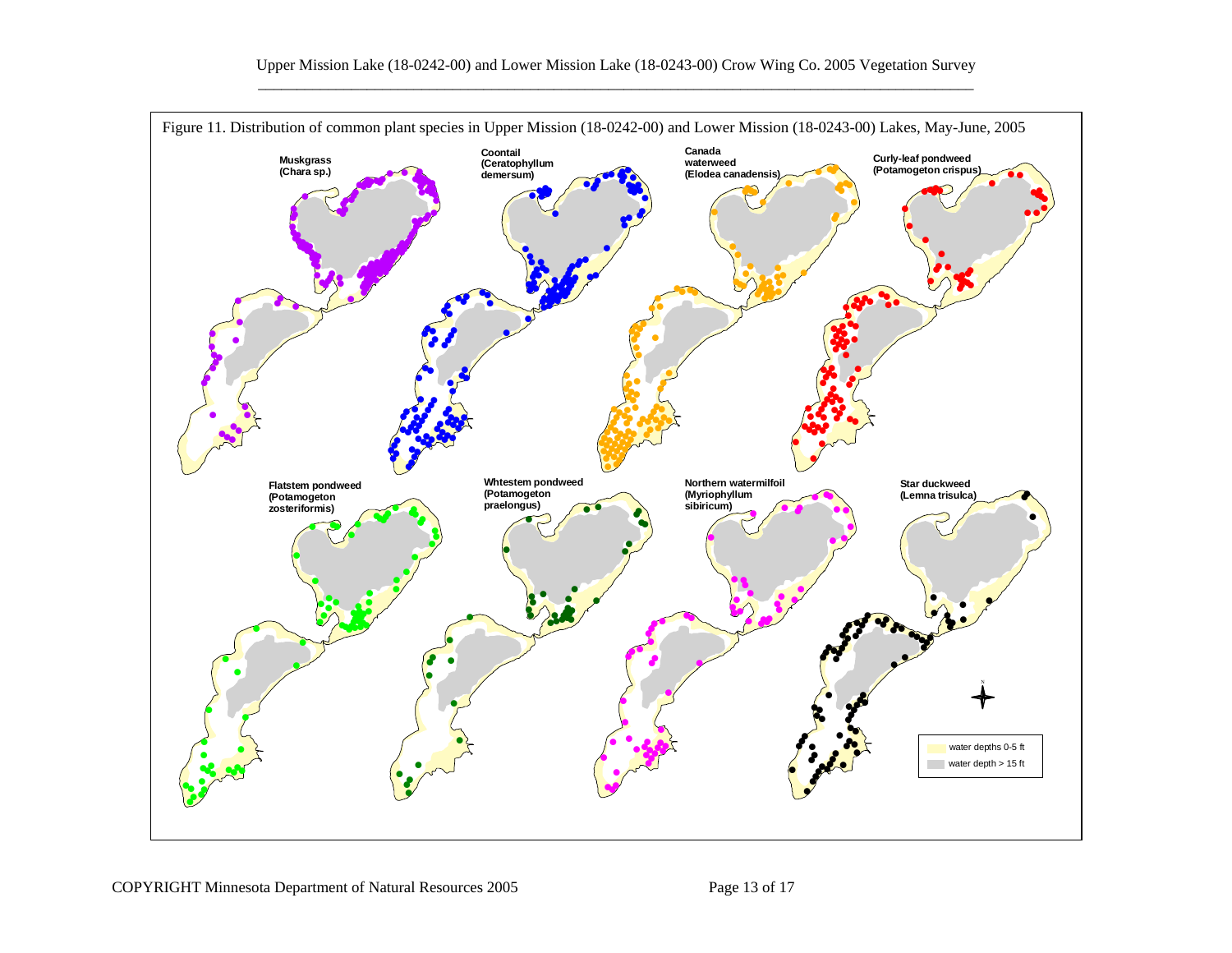Figure 11. Distribution of common plant species in Upper Mission (18-0242-00) and Lower Mission (18-0243-00) Lakes, May-June, 2005

Muskgrass (Chara sp.)

Coontail (Ceratophyllum demersum)

Canada waterweed (Elodea canadensis)

Curly-leaf pondweed (Potamogeton crispus)

Flatstem pondweed (Potamogeton zosteriformis)

Whtestem pondweed (Potamogeton praelongus)

Northern watermilfoil (Myriophyllum sibiricum)

Star duckweed (Lemna trisulca)

water depths 0-5 ft

water depth > 15 ft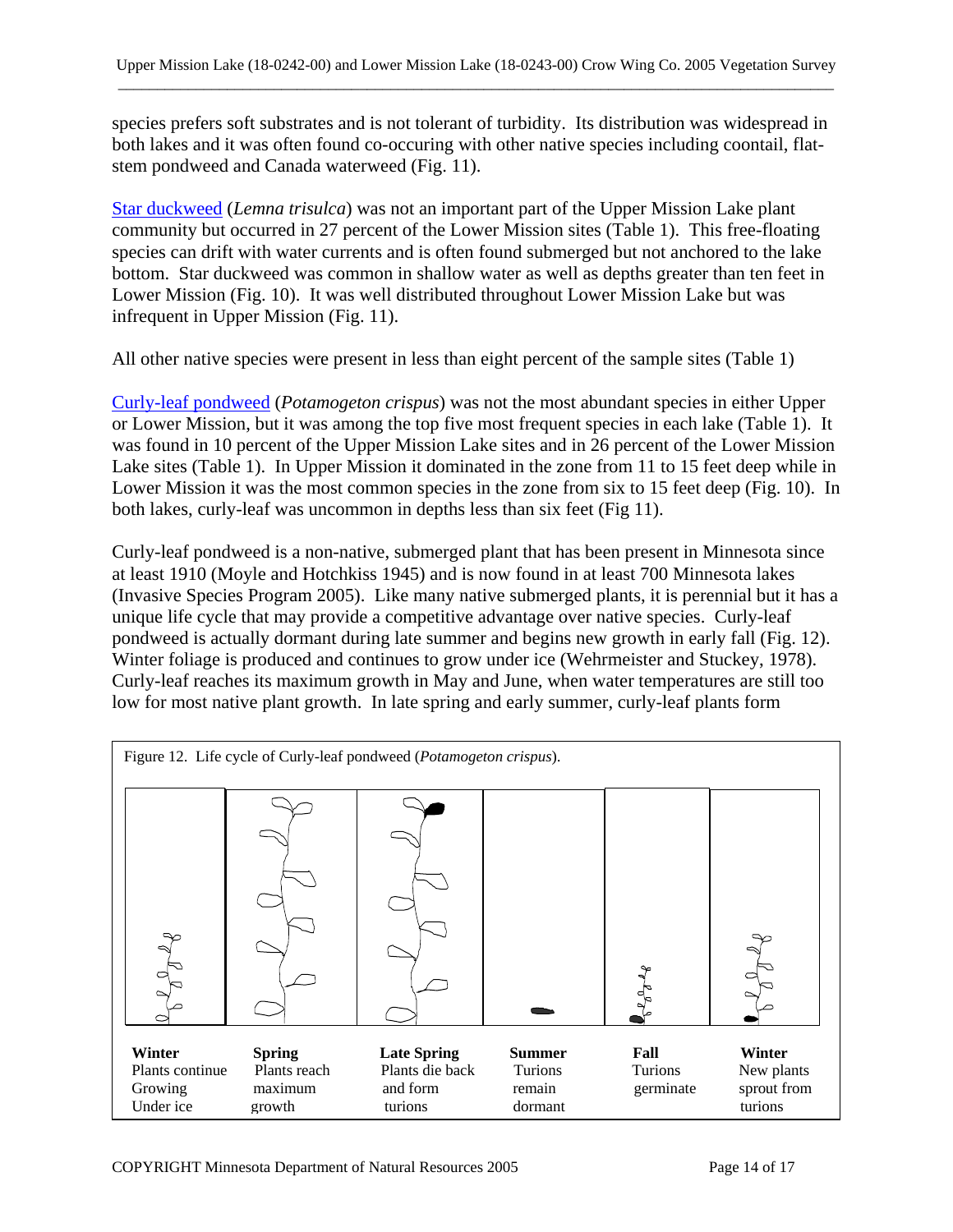species prefers soft substrates and is not tolerant of turbidity. Its distribution was widespread in both lakes and it was often found co-occuring with other native species including coontail, flat-stem pondweed and Canada waterweed (Fig. 11).

Star duckweed (*Lemna trisulca*) was not an important part of the Upper Mission Lake plant community but occurred in 27 percent of the Lower Mission sites (Table 1). This free-floating species can drift with water currents and is often found submerged but not anchored to the lake bottom. Star duckweed was common in shallow water as well as depths greater than ten feet in Lower Mission (Fig. 10). It was well distributed throughout Lower Mission Lake but was infrequent in Upper Mission (Fig. 11).

All other native species were present in less than eight percent of the sample sites (Table 1)

Curly-leaf pondweed (*Potamogeton crispus*) was not the most abundant species in either Upper or Lower Mission, but it was among the top five most frequent species in each lake (Table 1). It was found in 10 percent of the Upper Mission Lake sites and in 26 percent of the Lower Mission Lake sites (Table 1). In Upper Mission it dominated in the zone from 11 to 15 feet deep while in Lower Mission it was the most common species in the zone from six to 15 feet deep (Fig. 10). In both lakes, curly-leaf was uncommon in depths less than six feet (Fig 11).

Curly-leaf pondweed is a non-native, submerged plant that has been present in Minnesota since at least 1910 (Moyle and Hotchkiss 1945) and is now found in at least 700 Minnesota lakes (Invasive Species Program 2005). Like many native submerged plants, it is perennial but it has a unique life cycle that may provide a competitive advantage over native species. Curly-leaf pondweed is actually dormant during late summer and begins new growth in early fall (Fig. 12). Winter foliage is produced and continues to grow under ice (Wehrmeister and Stuckey, 1978). Curly-leaf reaches its maximum growth in May and June, when water temperatures are still too low for most native plant growth. In late spring and early summer, curly-leaf plants form

Figure 12. Life cycle of Curly-leaf pondweed (*Potamogeton crispus*).

| **Winter** | **Spring** | **Late Spring** | **Summer** | **Fall** | **Winter** |
|---|---|---|---|---|---|
| Plants continue Growing Under ice | Plants reach maximum growth | Plants die back and form turions | Turions remain dormant | Turions germinate | New plants sprout from turions |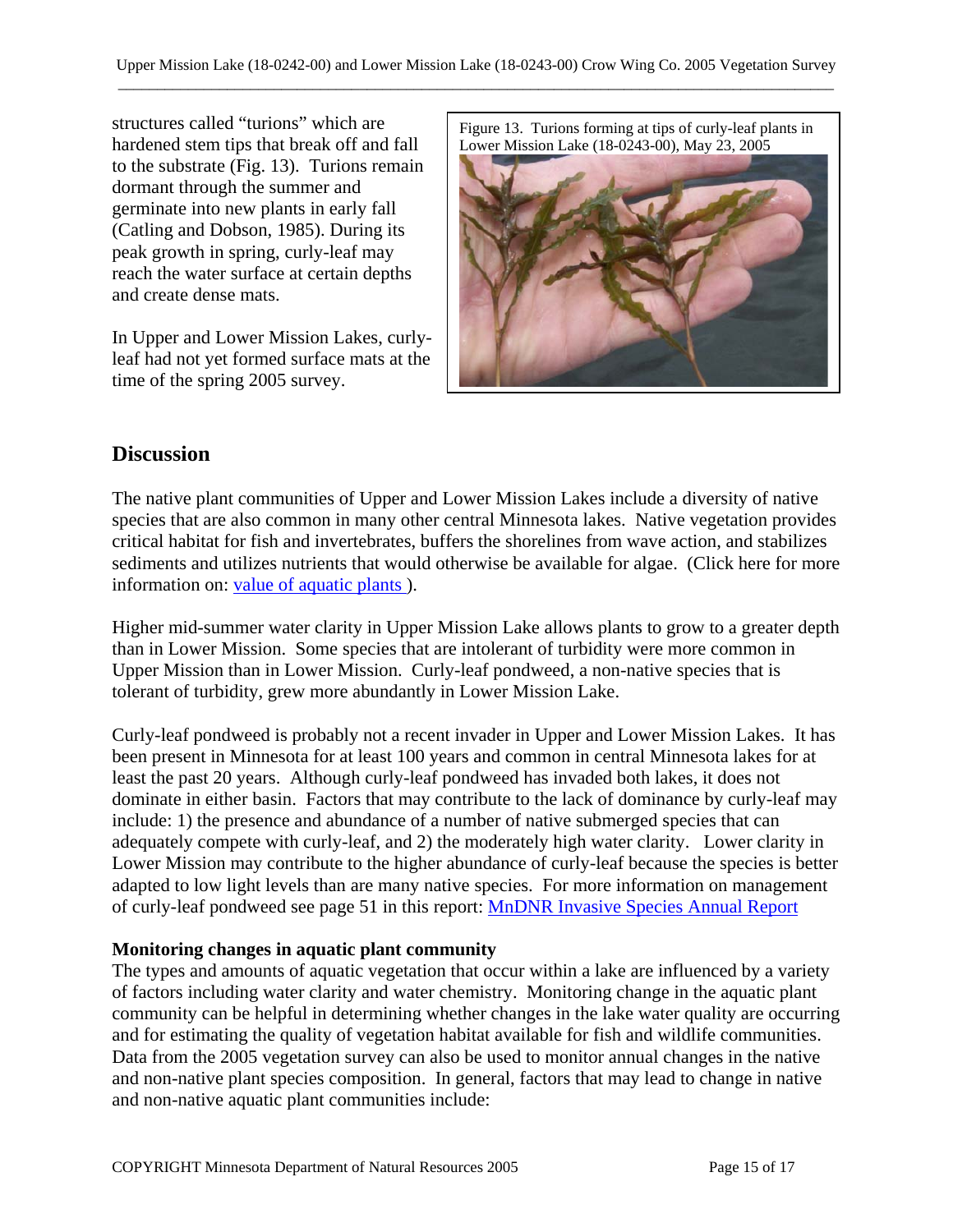structures called "turions" which are hardened stem tips that break off and fall to the substrate (Fig. 13). Turions remain dormant through the summer and germinate into new plants in early fall (Catling and Dobson, 1985). During its peak growth in spring, curly-leaf may reach the water surface at certain depths and create dense mats.

In Upper and Lower Mission Lakes, curly-leaf had not yet formed surface mats at the time of the spring 2005 survey.

Figure 13. Turions forming at tips of curly-leaf plants in Lower Mission Lake (18-0243-00), May 23, 2005

## Discussion

The native plant communities of Upper and Lower Mission Lakes include a diversity of native species that are also common in many other central Minnesota lakes. Native vegetation provides critical habitat for fish and invertebrates, buffers the shorelines from wave action, and stabilizes sediments and utilizes nutrients that would otherwise be available for algae. (Click here for more information on: [value of aquatic plants](#) ).

Higher mid-summer water clarity in Upper Mission Lake allows plants to grow to a greater depth than in Lower Mission. Some species that are intolerant of turbidity were more common in Upper Mission than in Lower Mission. Curly-leaf pondweed, a non-native species that is tolerant of turbidity, grew more abundantly in Lower Mission Lake.

Curly-leaf pondweed is probably not a recent invader in Upper and Lower Mission Lakes. It has been present in Minnesota for at least 100 years and common in central Minnesota lakes for at least the past 20 years. Although curly-leaf pondweed has invaded both lakes, it does not dominate in either basin. Factors that may contribute to the lack of dominance by curly-leaf may include: 1) the presence and abundance of a number of native submerged species that can adequately compete with curly-leaf, and 2) the moderately high water clarity. Lower clarity in Lower Mission may contribute to the higher abundance of curly-leaf because the species is better adapted to low light levels than are many native species. For more information on management of curly-leaf pondweed see page 51 in this report: [MnDNR Invasive Species Annual Report](#)

**Monitoring changes in aquatic plant community**

The types and amounts of aquatic vegetation that occur within a lake are influenced by a variety of factors including water clarity and water chemistry. Monitoring change in the aquatic plant community can be helpful in determining whether changes in the lake water quality are occurring and for estimating the quality of vegetation habitat available for fish and wildlife communities. Data from the 2005 vegetation survey can also be used to monitor annual changes in the native and non-native plant species composition. In general, factors that may lead to change in native and non-native aquatic plant communities include: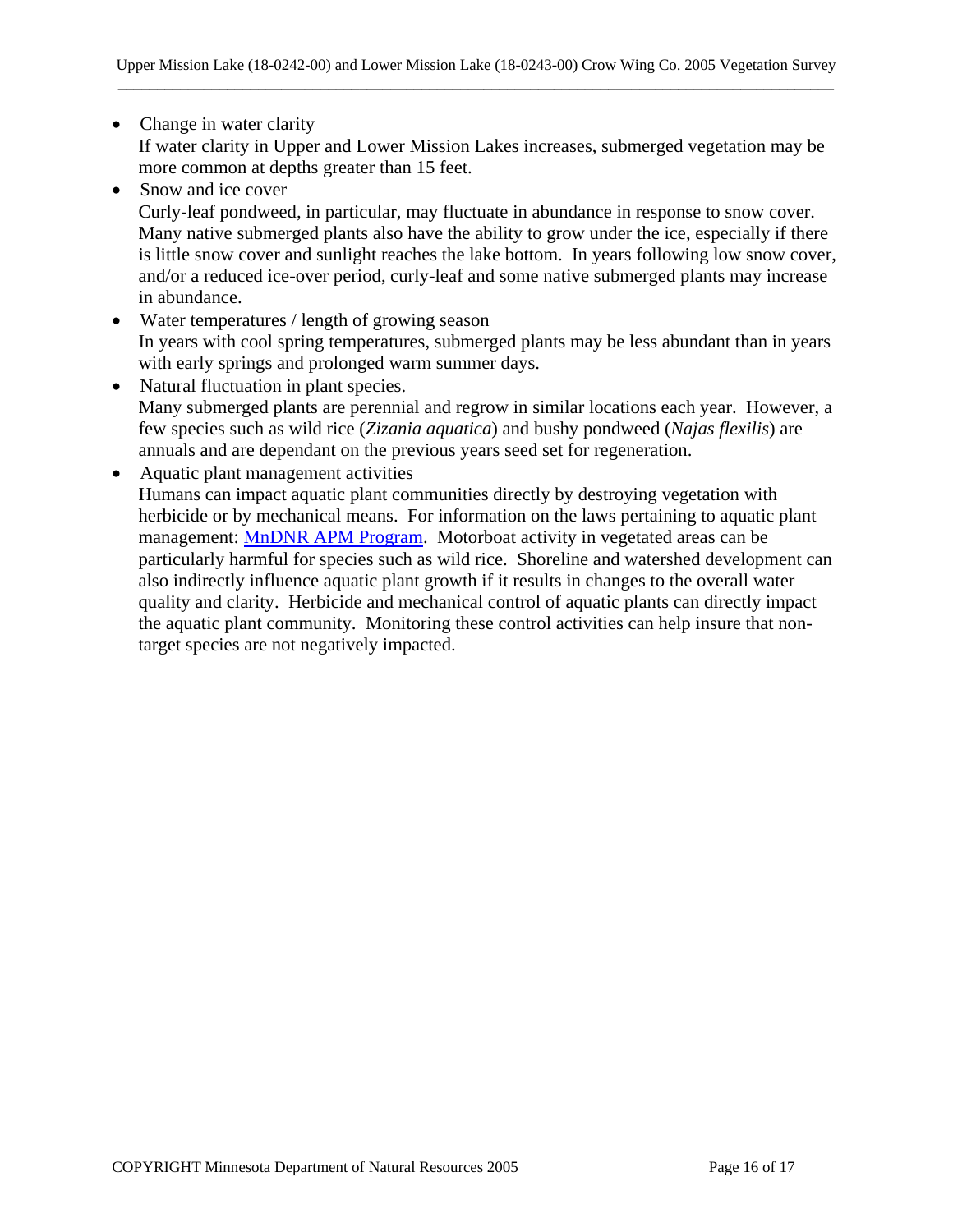- Change in water clarity
  If water clarity in Upper and Lower Mission Lakes increases, submerged vegetation may be more common at depths greater than 15 feet.
- Snow and ice cover
  Curly-leaf pondweed, in particular, may fluctuate in abundance in response to snow cover. Many native submerged plants also have the ability to grow under the ice, especially if there is little snow cover and sunlight reaches the lake bottom. In years following low snow cover, and/or a reduced ice-over period, curly-leaf and some native submerged plants may increase in abundance.
- Water temperatures / length of growing season
  In years with cool spring temperatures, submerged plants may be less abundant than in years with early springs and prolonged warm summer days.
- Natural fluctuation in plant species.
  Many submerged plants are perennial and regrow in similar locations each year. However, a few species such as wild rice (*Zizania aquatica*) and bushy pondweed (*Najas flexilis*) are annuals and are dependant on the previous years seed set for regeneration.
- Aquatic plant management activities
  Humans can impact aquatic plant communities directly by destroying vegetation with herbicide or by mechanical means. For information on the laws pertaining to aquatic plant management: MnDNR APM Program. Motorboat activity in vegetated areas can be particularly harmful for species such as wild rice. Shoreline and watershed development can also indirectly influence aquatic plant growth if it results in changes to the overall water quality and clarity. Herbicide and mechanical control of aquatic plants can directly impact the aquatic plant community. Monitoring these control activities can help insure that non-target species are not negatively impacted.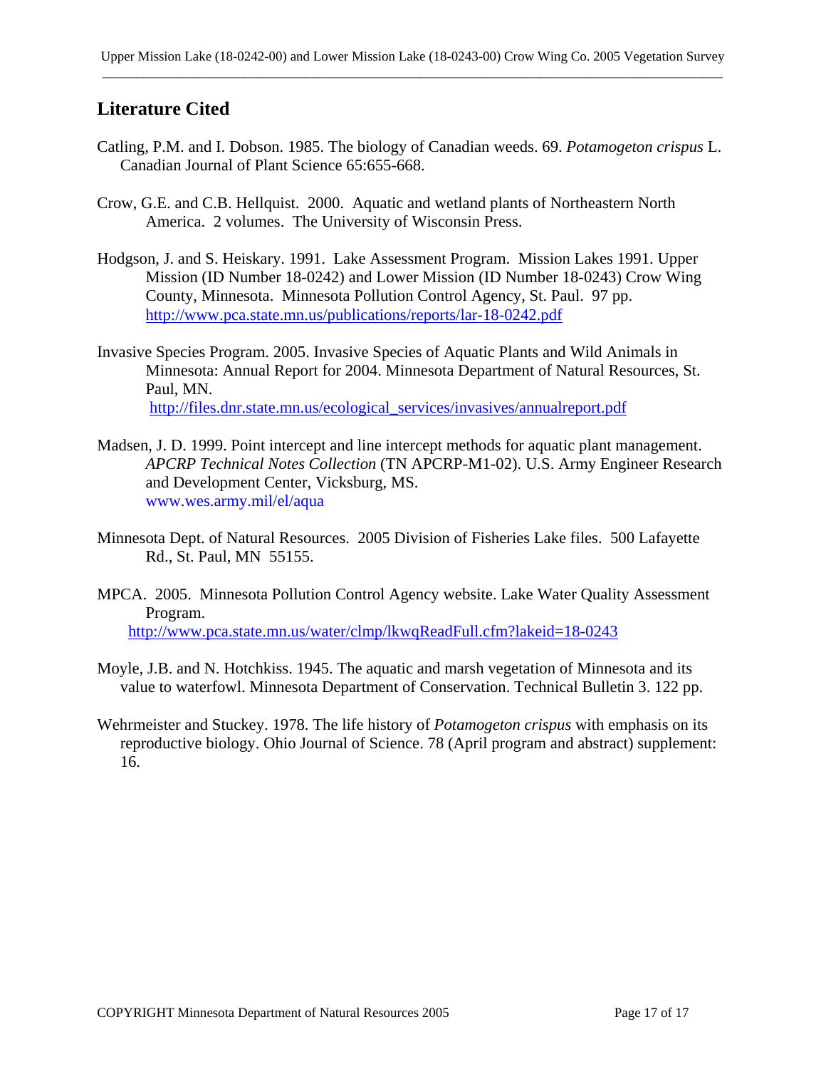## Literature Cited

Catling, P.M. and I. Dobson. 1985. The biology of Canadian weeds. 69. *Potamogeton crispus* L. Canadian Journal of Plant Science 65:655-668.

Crow, G.E. and C.B. Hellquist. 2000. Aquatic and wetland plants of Northeastern North America. 2 volumes. The University of Wisconsin Press.

Hodgson, J. and S. Heiskary. 1991. Lake Assessment Program. Mission Lakes 1991. Upper Mission (ID Number 18-0242) and Lower Mission (ID Number 18-0243) Crow Wing County, Minnesota. Minnesota Pollution Control Agency, St. Paul. 97 pp. http://www.pca.state.mn.us/publications/reports/lar-18-0242.pdf

Invasive Species Program. 2005. Invasive Species of Aquatic Plants and Wild Animals in Minnesota: Annual Report for 2004. Minnesota Department of Natural Resources, St. Paul, MN. http://files.dnr.state.mn.us/ecological_services/invasives/annualreport.pdf

Madsen, J. D. 1999. Point intercept and line intercept methods for aquatic plant management. *APCRP Technical Notes Collection* (TN APCRP-M1-02). U.S. Army Engineer Research and Development Center, Vicksburg, MS. www.wes.army.mil/el/aqua

Minnesota Dept. of Natural Resources. 2005 Division of Fisheries Lake files. 500 Lafayette Rd., St. Paul, MN 55155.

MPCA. 2005. Minnesota Pollution Control Agency website. Lake Water Quality Assessment Program. http://www.pca.state.mn.us/water/clmp/lkwqReadFull.cfm?lakeid=18-0243

Moyle, J.B. and N. Hotchkiss. 1945. The aquatic and marsh vegetation of Minnesota and its value to waterfowl. Minnesota Department of Conservation. Technical Bulletin 3. 122 pp.

Wehrmeister and Stuckey. 1978. The life history of *Potamogeton crispus* with emphasis on its reproductive biology. Ohio Journal of Science. 78 (April program and abstract) supplement: 16.